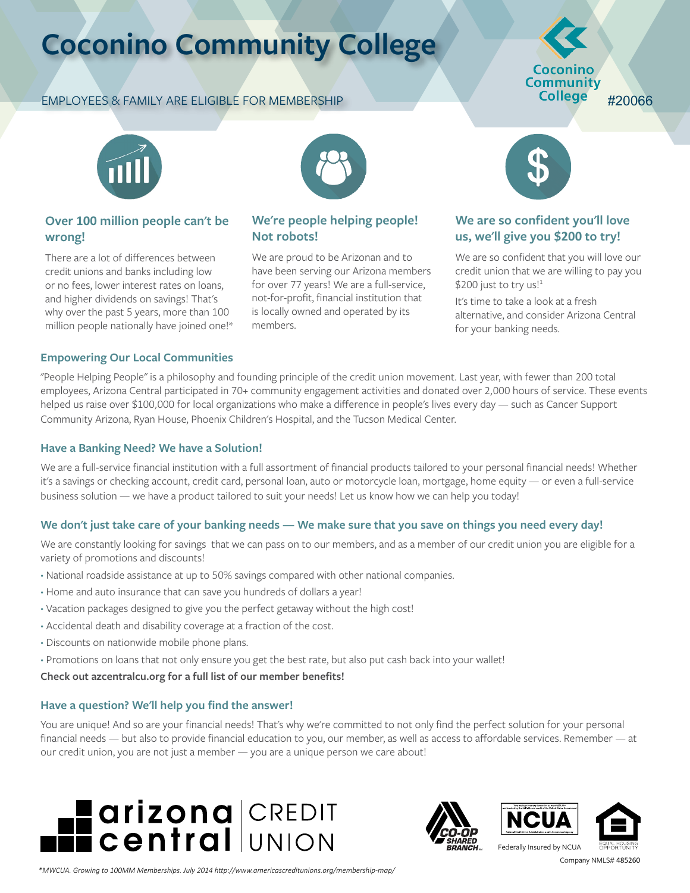# Coconino Community College

EMPLOYEES & FAMILY ARE ELIGIBLE FOR MEMBERSHIP

#20066

### Over 100 million people can't be wrong!

There are a lot of differences between credit unions and banks including low or no fees, lower interest rates on loans, and higher dividends on savings! That's why over the past 5 years, more than 100 million people nationally have joined one!*

### We're people helping people! Not robots!

We are proud to be Arizonan and to have been serving our Arizona members for over 77 years! We are a full-service, not-for-profit, financial institution that is locally owned and operated by its members.

### We are so confident you'll love us, we'll give you $200 to try!

We are so confident that you will love our credit union that we are willing to pay you $200 just to try us![1]

It's time to take a look at a fresh alternative, and consider Arizona Central for your banking needs.

### Empowering Our Local Communities

"People Helping People" is a philosophy and founding principle of the credit union movement. Last year, with fewer than 200 total employees, Arizona Central participated in 70+ community engagement activities and donated over 2,000 hours of service. These events helped us raise over $100,000 for local organizations who make a difference in people's lives every day — such as Cancer Support Community Arizona, Ryan House, Phoenix Children's Hospital, and the Tucson Medical Center.

### Have a Banking Need? We have a Solution!

We are a full-service financial institution with a full assortment of financial products tailored to your personal financial needs! Whether it's a savings or checking account, credit card, personal loan, auto or motorcycle loan, mortgage, home equity — or even a full-service business solution — we have a product tailored to suit your needs! Let us know how we can help you today!

### We don't just take care of your banking needs — We make sure that you save on things you need every day!

We are constantly looking for savings that we can pass on to our members, and as a member of our credit union you are eligible for a variety of promotions and discounts!

- National roadside assistance at up to 50% savings compared with other national companies.
- Home and auto insurance that can save you hundreds of dollars a year!
- Vacation packages designed to give you the perfect getaway without the high cost!
- Accidental death and disability coverage at a fraction of the cost.
- Discounts on nationwide mobile phone plans.
- Promotions on loans that not only ensure you get the best rate, but also put cash back into your wallet!

**Check out azcentralcu.org for a full list of our member benefits!**

### Have a question? We'll help you find the answer!

You are unique! And so are your financial needs! That's why we're committed to not only find the perfect solution for your personal financial needs — but also to provide financial education to you, our member, as well as access to affordable services. Remember — at our credit union, you are not just a member — you are a unique person we care about!

arizona central CREDIT UNION

CO-OP SHARED BRANCH

Federally Insured by NCUA

EQUAL HOUSING OPPORTUNITY

Company NMLS# 485260

*MWCUA. Growing to 100MM Memberships. July 2014 http://www.americascreditunions.org/membership-map/*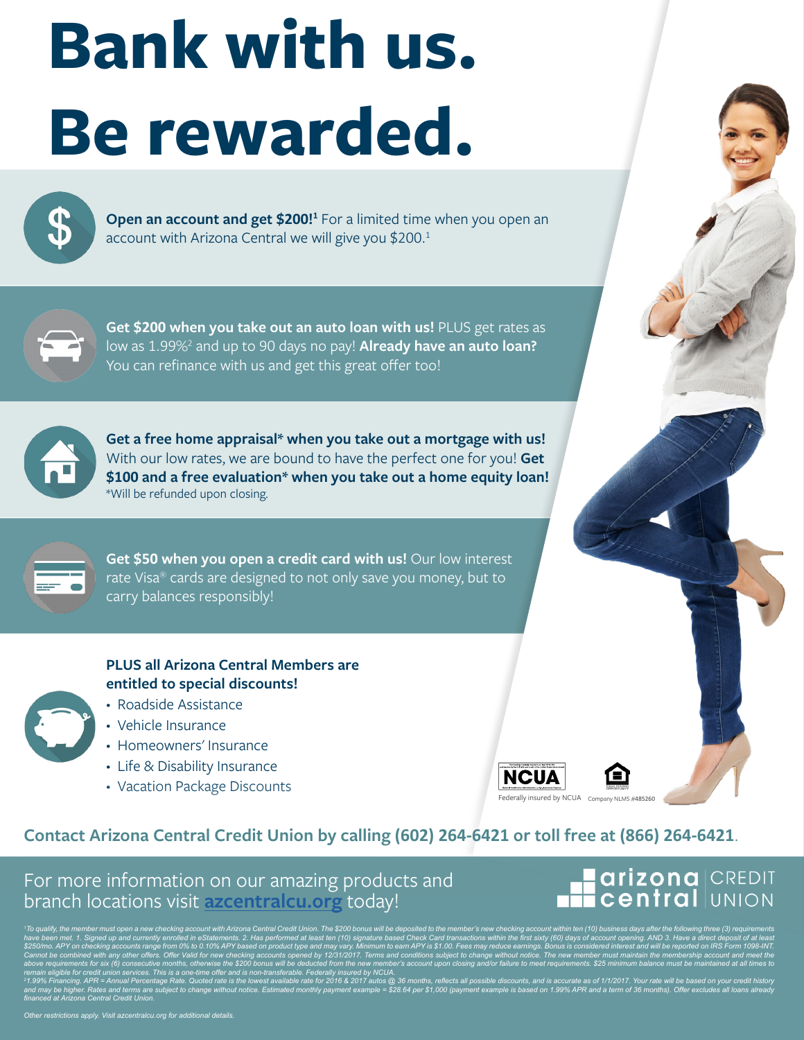# Bank with us. Be rewarded.

**Open an account and get $200![1]** For a limited time when you open an account with Arizona Central we will give you $200.[1]

**Get $200 when you take out an auto loan with us!** PLUS get rates as low as 1.99%[2] and up to 90 days no pay! **Already have an auto loan?** You can refinance with us and get this great offer too!

**Get a free home appraisal* when you take out a mortgage with us!** With our low rates, we are bound to have the perfect one for you! **Get $100 and a free evaluation* when you take out a home equity loan!**
*Will be refunded upon closing.

**Get $50 when you open a credit card with us!** Our low interest rate Visa® cards are designed to not only save you money, but to carry balances responsibly!

**PLUS all Arizona Central Members are entitled to special discounts!**

- Roadside Assistance
- Vehicle Insurance
- Homeowners' Insurance
- Life & Disability Insurance
- Vacation Package Discounts

NCUA

Federally insured by NCUA Company NLMS #485260

**Contact Arizona Central Credit Union by calling (602) 264-6421 or toll free at (866) 264-6421.**

For more information on our amazing products and branch locations visit **azcentralcu.org** today!

arizona central CREDIT UNION

*[1]To qualify, the member must open a new checking account with Arizona Central Credit Union. The $200 bonus will be deposited to the member's new checking account within ten (10) business days after the following three (3) requirements have been met. 1. Signed up and currently enrolled in eStatements. 2. Has performed at least ten (10) signature based Check Card transactions within the first sixty (60) days of account opening. AND 3. Have a direct deposit of at least $250/mo. APY on checking accounts range from 0% to 0.10% APY based on product type and may vary. Minimum to earn APY is $1.00. Fees may reduce earnings. Bonus is considered interest and will be reported on IRS Form 1098-INT. Cannot be combined with any other offers. Offer Valid for new checking accounts opened by 12/31/2017. Terms and conditions subject to change without notice. The new member must maintain the membership account and meet the above requirements for six (6) consecutive months, otherwise the $200 bonus will be deducted from the new member's account upon closing and/or failure to meet requirements. $25 minimum balance must be maintained at all times to remain eligible for credit union services. This is a one-time offer and is non-transferable. Federally insured by NCUA.*

*[2]1.99% Financing. APR = Annual Percentage Rate. Quoted rate is the lowest available rate for 2016 & 2017 autos @ 36 months, reflects all possible discounts, and is accurate as of 1/1/2017. Your rate will be based on your credit history and may be higher. Rates and terms are subject to change without notice. Estimated monthly payment example = $28.64 per $1,000 (payment example is based on 1.99% APR and a term of 36 months). Offer excludes all loans already financed at Arizona Central Credit Union.*

*Other restrictions apply. Visit azcentralcu.org for additional details.*